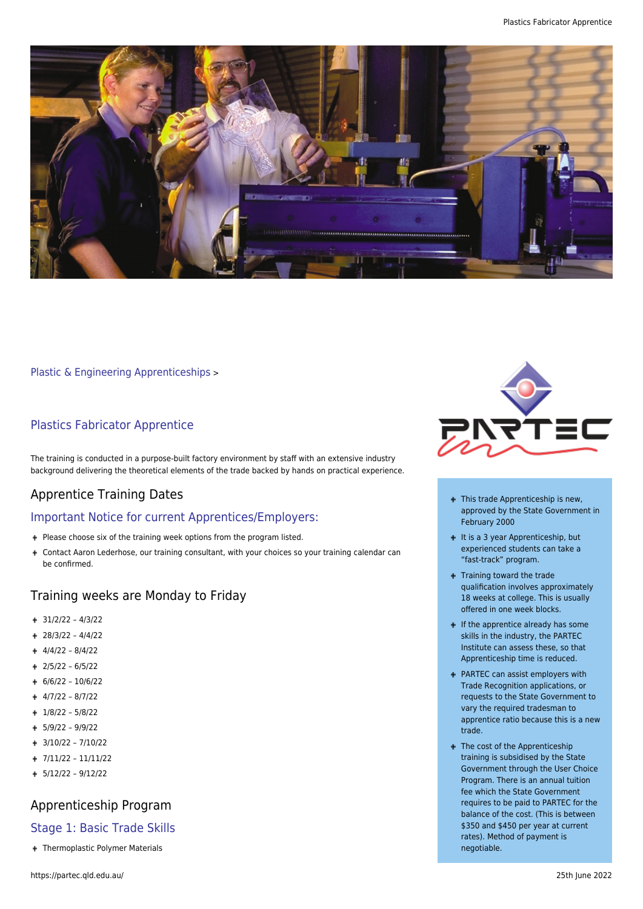Plastic & Engineering Apprenticeships >

## Plastics Fabricator Apprentice

The training is conducted in a purpose-built factory environment by staff with an extensive industry background delivering the theoretical elements of the trade backed by hands on practical experience.

## Apprentice Training Dates

### Important Notice for current Apprentices/Employers:

- Please choose six of the training week options from the program listed.
- Contact Aaron Lederhose, our training consultant, with your choices so your training calendar can be confirmed.

## Training weeks are Monday to Friday

- 31/2/22 – 4/3/22
- 28/3/22 – 4/4/22
- 4/4/22 – 8/4/22
- 2/5/22 – 6/5/22
- 6/6/22 – 10/6/22
- 4/7/22 – 8/7/22
- 1/8/22 – 5/8/22
- 5/9/22 – 9/9/22
- 3/10/22 – 7/10/22
- 7/11/22 – 11/11/22
- 5/12/22 – 9/12/22

## Apprenticeship Program

### Stage 1: Basic Trade Skills

- Thermoplastic Polymer Materials

- This trade Apprenticeship is new, approved by the State Government in February 2000
- It is a 3 year Apprenticeship, but experienced students can take a "fast-track" program.
- Training toward the trade qualification involves approximately 18 weeks at college. This is usually offered in one week blocks.
- If the apprentice already has some skills in the industry, the PARTEC Institute can assess these, so that Apprenticeship time is reduced.
- PARTEC can assist employers with Trade Recognition applications, or requests to the State Government to vary the required tradesman to apprentice ratio because this is a new trade.
- The cost of the Apprenticeship training is subsidised by the State Government through the User Choice Program. There is an annual tuition fee which the State Government requires to be paid to PARTEC for the balance of the cost. (This is between $350 and $450 per year at current rates). Method of payment is negotiable.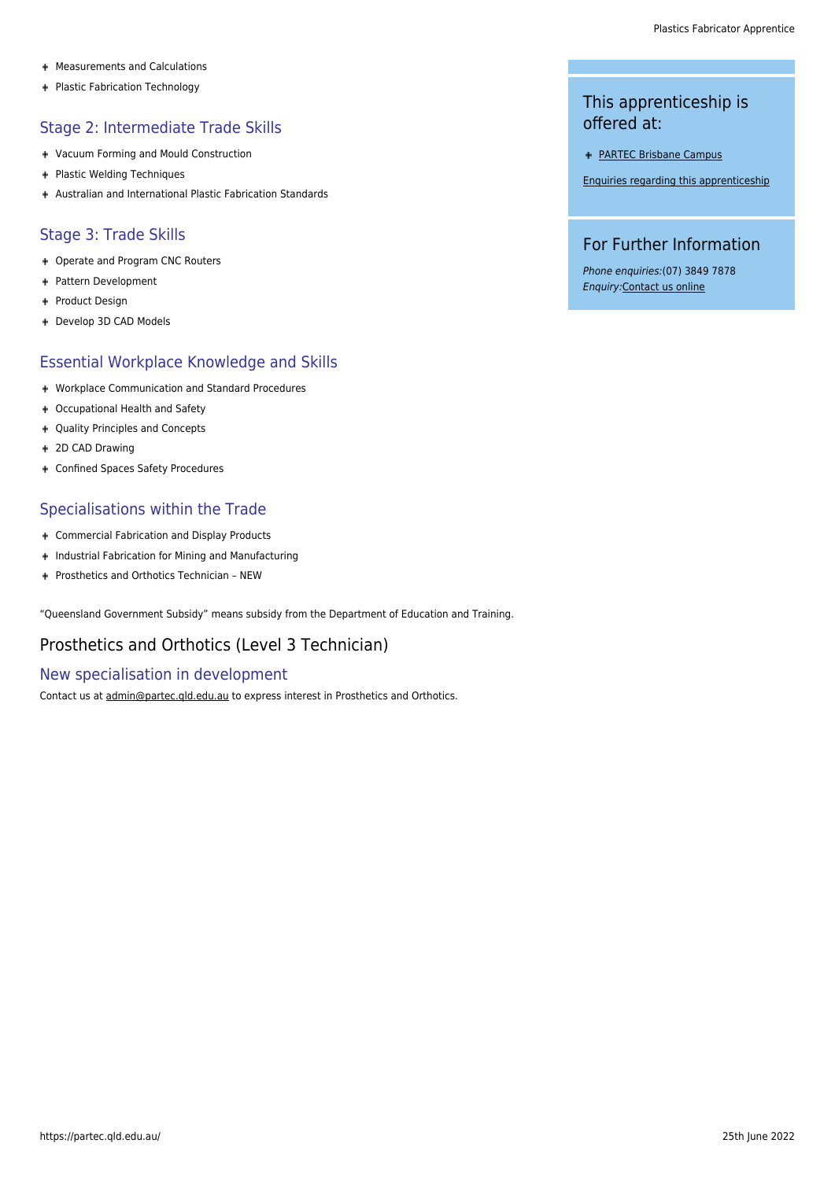- Measurements and Calculations
- Plastic Fabrication Technology

## Stage 2: Intermediate Trade Skills

- Vacuum Forming and Mould Construction
- Plastic Welding Techniques
- Australian and International Plastic Fabrication Standards

## Stage 3: Trade Skills

- Operate and Program CNC Routers
- Pattern Development
- Product Design
- Develop 3D CAD Models

## Essential Workplace Knowledge and Skills

- Workplace Communication and Standard Procedures
- Occupational Health and Safety
- Quality Principles and Concepts
- 2D CAD Drawing
- Confined Spaces Safety Procedures

## Specialisations within the Trade

- Commercial Fabrication and Display Products
- Industrial Fabrication for Mining and Manufacturing
- Prosthetics and Orthotics Technician – NEW

"Queensland Government Subsidy" means subsidy from the Department of Education and Training.

# Prosthetics and Orthotics (Level 3 Technician)

## New specialisation in development

Contact us at admin@partec.qld.edu.au to express interest in Prosthetics and Orthotics.

## This apprenticeship is offered at:

- PARTEC Brisbane Campus

Enquiries regarding this apprenticeship

## For Further Information

*Phone enquiries:*(07) 3849 7878
*Enquiry:*Contact us online